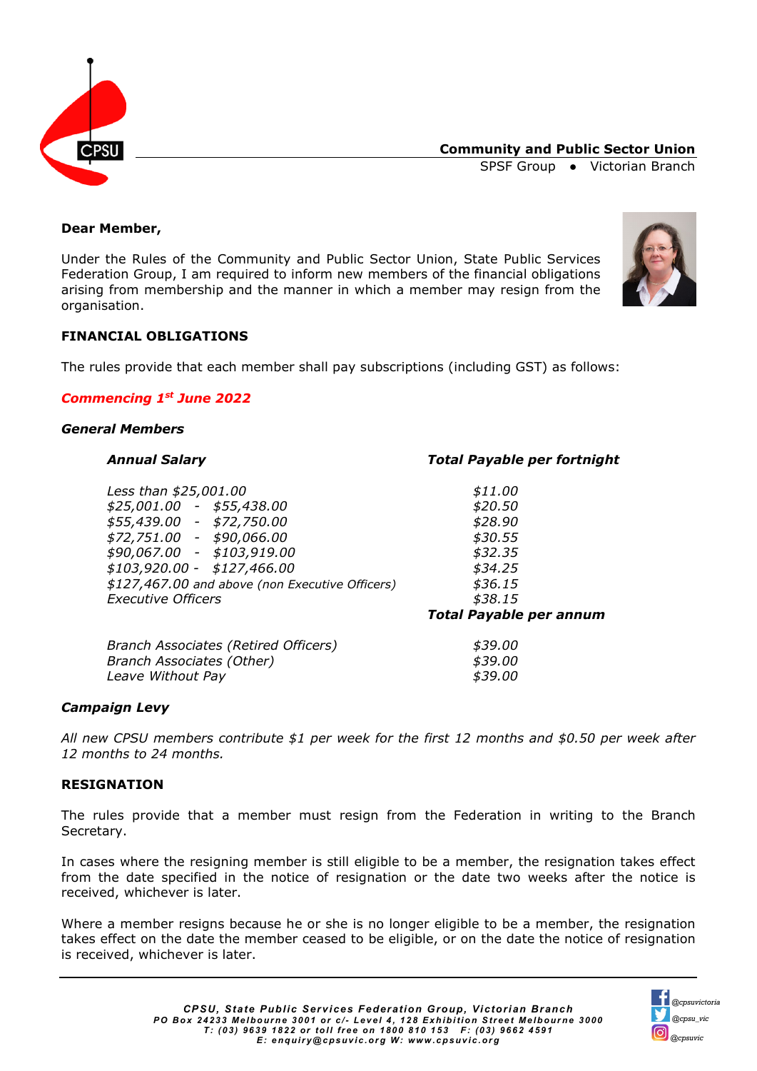**Community and Public Sector Union**
SPSF Group • Victorian Branch

**Dear Member,**

Under the Rules of the Community and Public Sector Union, State Public Services Federation Group, I am required to inform new members of the financial obligations arising from membership and the manner in which a member may resign from the organisation.

## FINANCIAL OBLIGATIONS

The rules provide that each member shall pay subscriptions (including GST) as follows:

***Commencing 1st June 2022***

***General Members***

| ***Annual Salary*** | ***Total Payable per fortnight*** |
|---|---|
| *Less than $25,001.00* | *$11.00* |
| *$25,001.00 - $55,438.00* | *$20.50* |
| *$55,439.00 - $72,750.00* | *$28.90* |
| *$72,751.00 - $90,066.00* | *$30.55* |
| *$90,067.00 - $103,919.00* | *$32.35* |
| *$103,920.00 - $127,466.00* | *$34.25* |
| *$127,467.00 and above (non Executive Officers)* | *$36.15* |
| *Executive Officers* | *$38.15* |
| | ***Total Payable per annum*** |
| *Branch Associates (Retired Officers)* | *$39.00* |
| *Branch Associates (Other)* | *$39.00* |
| *Leave Without Pay* | *$39.00* |

***Campaign Levy***

*All new CPSU members contribute $1 per week for the first 12 months and $0.50 per week after 12 months to 24 months.*

## RESIGNATION

The rules provide that a member must resign from the Federation in writing to the Branch Secretary.

In cases where the resigning member is still eligible to be a member, the resignation takes effect from the date specified in the notice of resignation or the date two weeks after the notice is received, whichever is later.

Where a member resigns because he or she is no longer eligible to be a member, the resignation takes effect on the date the member ceased to be eligible, or on the date the notice of resignation is received, whichever is later.

***CPSU, State Public Services Federation Group, Victorian Branch***
***PO Box 24233 Melbourne 3001 or c/- Level 4, 128 Exhibition Street Melbourne 3000***
***T: (03) 9639 1822 or toll free on 1800 810 153 F: (03) 9662 4591***
***E: enquiry@cpsuvic.org W: www.cpsuvic.org***

@cpsuvictoria
@cpsu_vic
@cpsuvic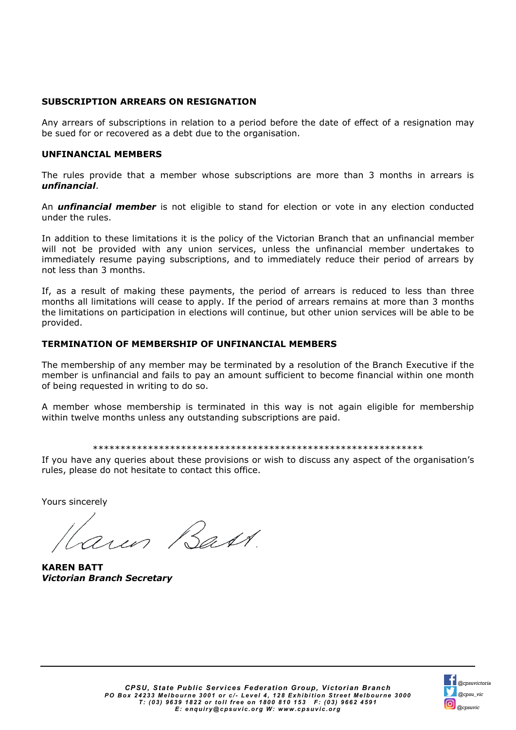**SUBSCRIPTION ARREARS ON RESIGNATION**

Any arrears of subscriptions in relation to a period before the date of effect of a resignation may be sued for or recovered as a debt due to the organisation.

**UNFINANCIAL MEMBERS**

The rules provide that a member whose subscriptions are more than 3 months in arrears is ***unfinancial***.

An ***unfinancial member*** is not eligible to stand for election or vote in any election conducted under the rules.

In addition to these limitations it is the policy of the Victorian Branch that an unfinancial member will not be provided with any union services, unless the unfinancial member undertakes to immediately resume paying subscriptions, and to immediately reduce their period of arrears by not less than 3 months.

If, as a result of making these payments, the period of arrears is reduced to less than three months all limitations will cease to apply. If the period of arrears remains at more than 3 months the limitations on participation in elections will continue, but other union services will be able to be provided.

**TERMINATION OF MEMBERSHIP OF UNFINANCIAL MEMBERS**

The membership of any member may be terminated by a resolution of the Branch Executive if the member is unfinancial and fails to pay an amount sufficient to become financial within one month of being requested in writing to do so.

A member whose membership is terminated in this way is not again eligible for membership within twelve months unless any outstanding subscriptions are paid.

*************************************************************

If you have any queries about these provisions or wish to discuss any aspect of the organisation's rules, please do not hesitate to contact this office.

Yours sincerely

Karen Batt

**KAREN BATT**
***Victorian Branch Secretary***

***CPSU, State Public Services Federation Group, Victorian Branch***
***PO Box 24233 Melbourne 3001 or c/- Level 4, 128 Exhibition Street Melbourne 3000***
***T: (03) 9639 1822 or toll free on 1800 810 153 F: (03) 9662 4591***
***E: enquiry@cpsuvic.org W: www.cpsuvic.org***

@cpsuvictoria
@cpsu_vic
@cpsuvic